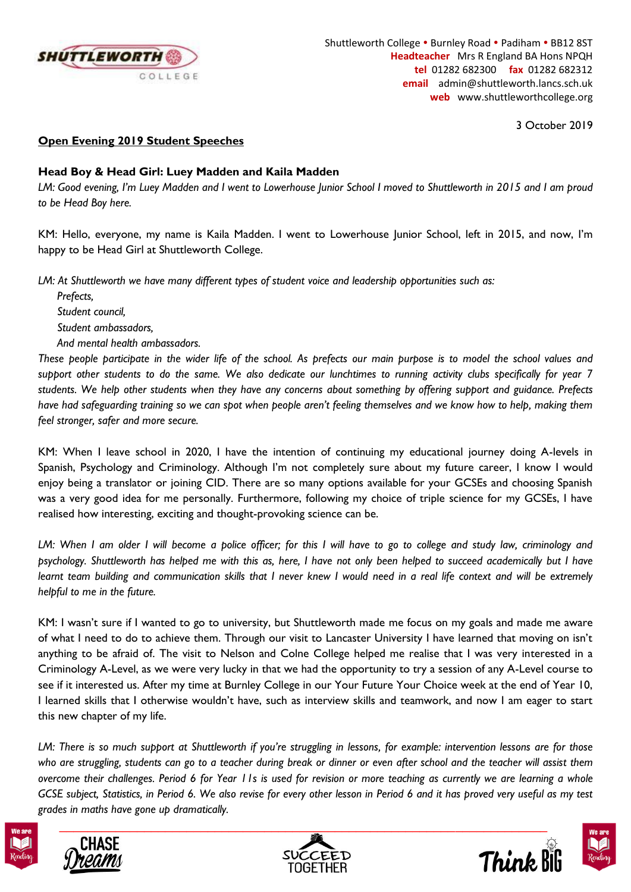Shuttleworth College • Burnley Road • Padiham • BB12 8ST
**Headteacher** Mrs R England BA Hons NPQH
**tel** 01282 682300 **fax** 01282 682312
**email** admin@shuttleworth.lancs.sch.uk
**web** www.shuttleworthcollege.org

3 October 2019

**Open Evening 2019 Student Speeches**

**Head Boy & Head Girl: Luey Madden and Kaila Madden**

*LM: Good evening, I'm Luey Madden and I went to Lowerhouse Junior School I moved to Shuttleworth in 2015 and I am proud to be Head Boy here.*

KM: Hello, everyone, my name is Kaila Madden. I went to Lowerhouse Junior School, left in 2015, and now, I'm happy to be Head Girl at Shuttleworth College.

*LM: At Shuttleworth we have many different types of student voice and leadership opportunities such as:*

*Prefects,*
*Student council,*
*Student ambassadors,*
*And mental health ambassadors.*

*These people participate in the wider life of the school. As prefects our main purpose is to model the school values and support other students to do the same. We also dedicate our lunchtimes to running activity clubs specifically for year 7 students. We help other students when they have any concerns about something by offering support and guidance. Prefects have had safeguarding training so we can spot when people aren't feeling themselves and we know how to help, making them feel stronger, safer and more secure.*

KM: When I leave school in 2020, I have the intention of continuing my educational journey doing A-levels in Spanish, Psychology and Criminology. Although I'm not completely sure about my future career, I know I would enjoy being a translator or joining CID. There are so many options available for your GCSEs and choosing Spanish was a very good idea for me personally. Furthermore, following my choice of triple science for my GCSEs, I have realised how interesting, exciting and thought-provoking science can be.

*LM: When I am older I will become a police officer; for this I will have to go to college and study law, criminology and psychology. Shuttleworth has helped me with this as, here, I have not only been helped to succeed academically but I have learnt team building and communication skills that I never knew I would need in a real life context and will be extremely helpful to me in the future.*

KM: I wasn't sure if I wanted to go to university, but Shuttleworth made me focus on my goals and made me aware of what I need to do to achieve them. Through our visit to Lancaster University I have learned that moving on isn't anything to be afraid of. The visit to Nelson and Colne College helped me realise that I was very interested in a Criminology A-Level, as we were very lucky in that we had the opportunity to try a session of any A-Level course to see if it interested us. After my time at Burnley College in our Your Future Your Choice week at the end of Year 10, I learned skills that I otherwise wouldn't have, such as interview skills and teamwork, and now I am eager to start this new chapter of my life.

*LM: There is so much support at Shuttleworth if you're struggling in lessons, for example: intervention lessons are for those who are struggling, students can go to a teacher during break or dinner or even after school and the teacher will assist them overcome their challenges. Period 6 for Year 11s is used for revision or more teaching as currently we are learning a whole GCSE subject, Statistics, in Period 6. We also revise for every other lesson in Period 6 and it has proved very useful as my test grades in maths have gone up dramatically.*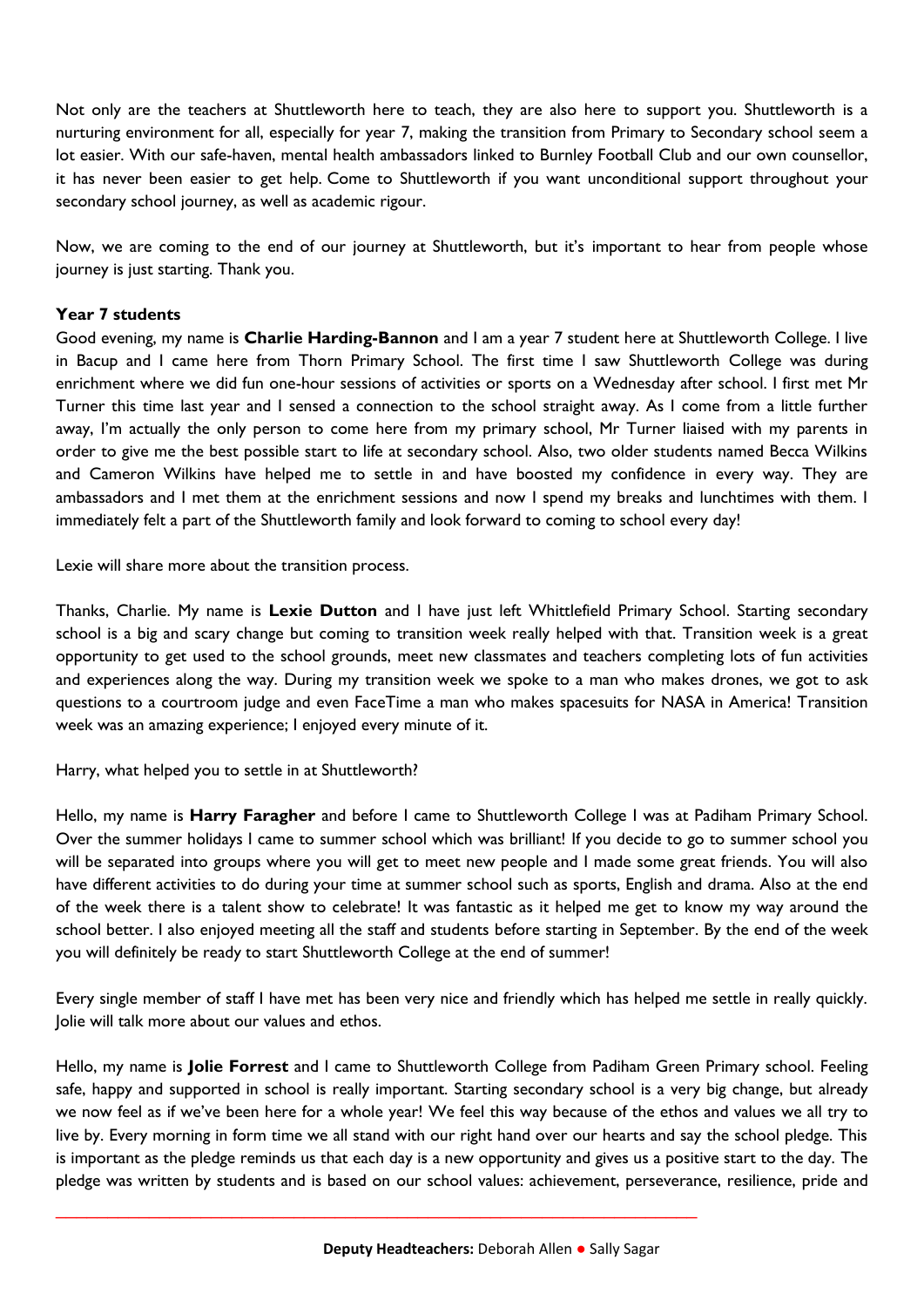Not only are the teachers at Shuttleworth here to teach, they are also here to support you. Shuttleworth is a nurturing environment for all, especially for year 7, making the transition from Primary to Secondary school seem a lot easier. With our safe-haven, mental health ambassadors linked to Burnley Football Club and our own counsellor, it has never been easier to get help. Come to Shuttleworth if you want unconditional support throughout your secondary school journey, as well as academic rigour.

Now, we are coming to the end of our journey at Shuttleworth, but it's important to hear from people whose journey is just starting. Thank you.

**Year 7 students**

Good evening, my name is **Charlie Harding-Bannon** and I am a year 7 student here at Shuttleworth College. I live in Bacup and I came here from Thorn Primary School. The first time I saw Shuttleworth College was during enrichment where we did fun one-hour sessions of activities or sports on a Wednesday after school. I first met Mr Turner this time last year and I sensed a connection to the school straight away. As I come from a little further away, I'm actually the only person to come here from my primary school, Mr Turner liaised with my parents in order to give me the best possible start to life at secondary school. Also, two older students named Becca Wilkins and Cameron Wilkins have helped me to settle in and have boosted my confidence in every way. They are ambassadors and I met them at the enrichment sessions and now I spend my breaks and lunchtimes with them. I immediately felt a part of the Shuttleworth family and look forward to coming to school every day!

Lexie will share more about the transition process.

Thanks, Charlie. My name is **Lexie Dutton** and I have just left Whittlefield Primary School. Starting secondary school is a big and scary change but coming to transition week really helped with that. Transition week is a great opportunity to get used to the school grounds, meet new classmates and teachers completing lots of fun activities and experiences along the way. During my transition week we spoke to a man who makes drones, we got to ask questions to a courtroom judge and even FaceTime a man who makes spacesuits for NASA in America! Transition week was an amazing experience; I enjoyed every minute of it.

Harry, what helped you to settle in at Shuttleworth?

Hello, my name is **Harry Faragher** and before I came to Shuttleworth College I was at Padiham Primary School. Over the summer holidays I came to summer school which was brilliant! If you decide to go to summer school you will be separated into groups where you will get to meet new people and I made some great friends. You will also have different activities to do during your time at summer school such as sports, English and drama. Also at the end of the week there is a talent show to celebrate! It was fantastic as it helped me get to know my way around the school better. I also enjoyed meeting all the staff and students before starting in September. By the end of the week you will definitely be ready to start Shuttleworth College at the end of summer!

Every single member of staff I have met has been very nice and friendly which has helped me settle in really quickly. Jolie will talk more about our values and ethos.

Hello, my name is **Jolie Forrest** and I came to Shuttleworth College from Padiham Green Primary school. Feeling safe, happy and supported in school is really important. Starting secondary school is a very big change, but already we now feel as if we've been here for a whole year! We feel this way because of the ethos and values we all try to live by. Every morning in form time we all stand with our right hand over our hearts and say the school pledge. This is important as the pledge reminds us that each day is a new opportunity and gives us a positive start to the day. The pledge was written by students and is based on our school values: achievement, perseverance, resilience, pride and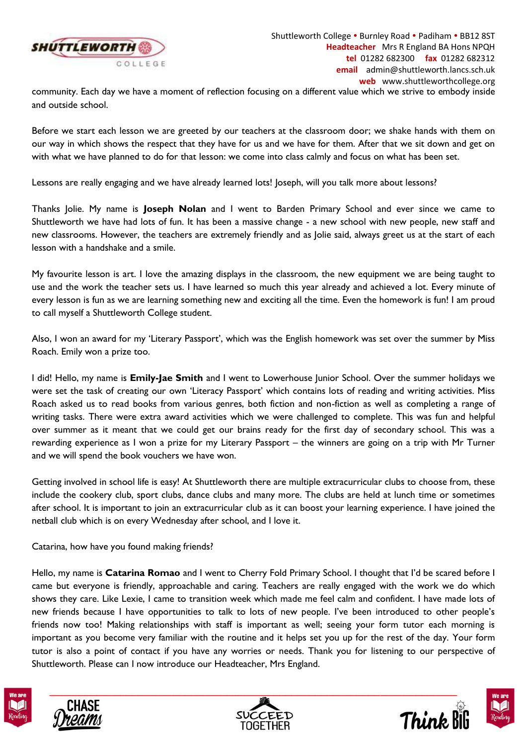community. Each day we have a moment of reflection focusing on a different value which we strive to embody inside and outside school.

Before we start each lesson we are greeted by our teachers at the classroom door; we shake hands with them on our way in which shows the respect that they have for us and we have for them. After that we sit down and get on with what we have planned to do for that lesson: we come into class calmly and focus on what has been set.

Lessons are really engaging and we have already learned lots! Joseph, will you talk more about lessons?

Thanks Jolie. My name is **Joseph Nolan** and I went to Barden Primary School and ever since we came to Shuttleworth we have had lots of fun. It has been a massive change - a new school with new people, new staff and new classrooms. However, the teachers are extremely friendly and as Jolie said, always greet us at the start of each lesson with a handshake and a smile.

My favourite lesson is art. I love the amazing displays in the classroom, the new equipment we are being taught to use and the work the teacher sets us. I have learned so much this year already and achieved a lot. Every minute of every lesson is fun as we are learning something new and exciting all the time. Even the homework is fun! I am proud to call myself a Shuttleworth College student.

Also, I won an award for my 'Literary Passport', which was the English homework was set over the summer by Miss Roach. Emily won a prize too.

I did! Hello, my name is **Emily-Jae Smith** and I went to Lowerhouse Junior School. Over the summer holidays we were set the task of creating our own 'Literacy Passport' which contains lots of reading and writing activities. Miss Roach asked us to read books from various genres, both fiction and non-fiction as well as completing a range of writing tasks. There were extra award activities which we were challenged to complete. This was fun and helpful over summer as it meant that we could get our brains ready for the first day of secondary school. This was a rewarding experience as I won a prize for my Literary Passport – the winners are going on a trip with Mr Turner and we will spend the book vouchers we have won.

Getting involved in school life is easy! At Shuttleworth there are multiple extracurricular clubs to choose from, these include the cookery club, sport clubs, dance clubs and many more. The clubs are held at lunch time or sometimes after school. It is important to join an extracurricular club as it can boost your learning experience. I have joined the netball club which is on every Wednesday after school, and I love it.

Catarina, how have you found making friends?

Hello, my name is **Catarina Romao** and I went to Cherry Fold Primary School. I thought that I'd be scared before I came but everyone is friendly, approachable and caring. Teachers are really engaged with the work we do which shows they care. Like Lexie, I came to transition week which made me feel calm and confident. I have made lots of new friends because I have opportunities to talk to lots of new people. I've been introduced to other people's friends now too! Making relationships with staff is important as well; seeing your form tutor each morning is important as you become very familiar with the routine and it helps set you up for the rest of the day. Your form tutor is also a point of contact if you have any worries or needs. Thank you for listening to our perspective of Shuttleworth. Please can I now introduce our Headteacher, Mrs England.